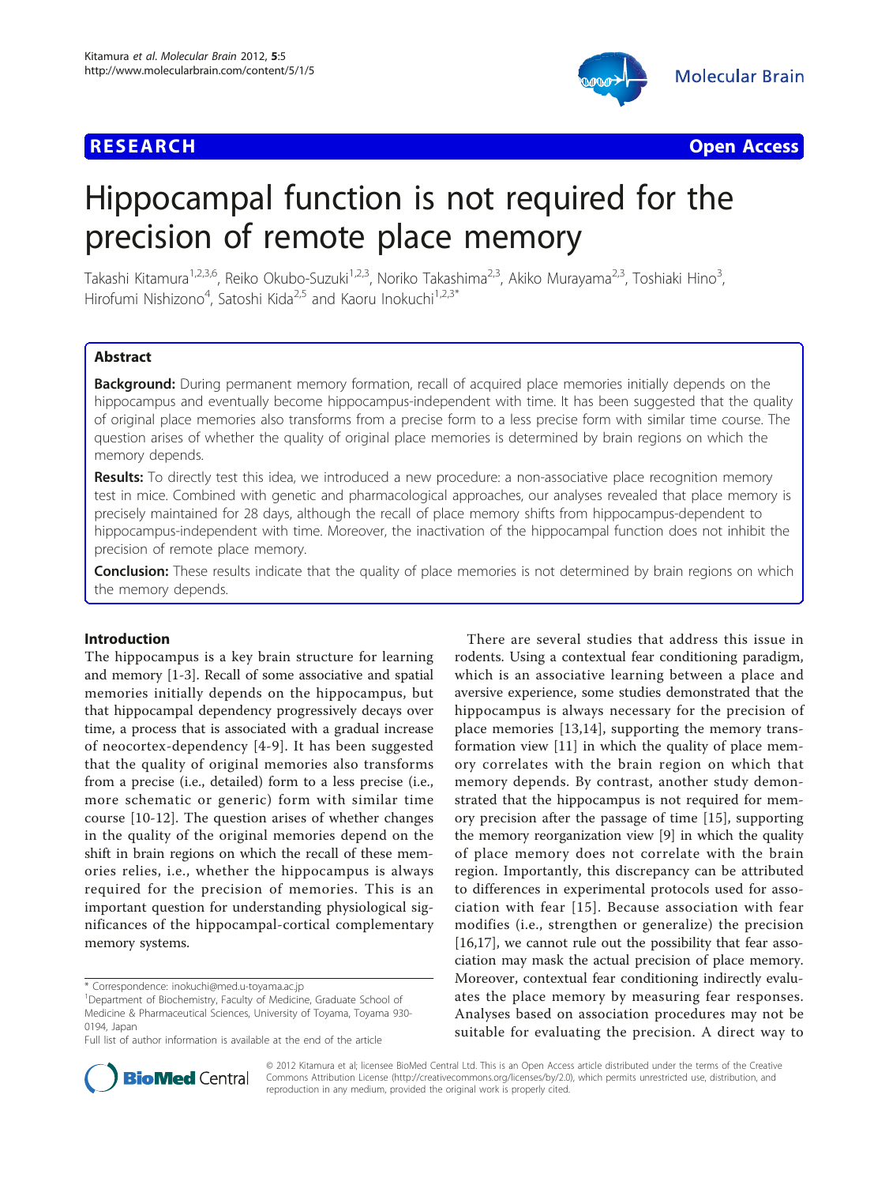RESEARCH Open Access

# Hippocampal function is not required for the precision of remote place memory

Takashi Kitamura[1,2,3,6], Reiko Okubo-Suzuki[1,2,3], Noriko Takashima[2,3], Akiko Murayama[2,3], Toshiaki Hino[3], Hirofumi Nishizono[4], Satoshi Kida[2,5] and Kaoru Inokuchi[1,2,3*]

## Abstract

**Background:** During permanent memory formation, recall of acquired place memories initially depends on the hippocampus and eventually become hippocampus-independent with time. It has been suggested that the quality of original place memories also transforms from a precise form to a less precise form with similar time course. The question arises of whether the quality of original place memories is determined by brain regions on which the memory depends.

**Results:** To directly test this idea, we introduced a new procedure: a non-associative place recognition memory test in mice. Combined with genetic and pharmacological approaches, our analyses revealed that place memory is precisely maintained for 28 days, although the recall of place memory shifts from hippocampus-dependent to hippocampus-independent with time. Moreover, the inactivation of the hippocampal function does not inhibit the precision of remote place memory.

**Conclusion:** These results indicate that the quality of place memories is not determined by brain regions on which the memory depends.

## Introduction

The hippocampus is a key brain structure for learning and memory [1-3]. Recall of some associative and spatial memories initially depends on the hippocampus, but that hippocampal dependency progressively decays over time, a process that is associated with a gradual increase of neocortex-dependency [4-9]. It has been suggested that the quality of original memories also transforms from a precise (i.e., detailed) form to a less precise (i.e., more schematic or generic) form with similar time course [10-12]. The question arises of whether changes in the quality of the original memories depend on the shift in brain regions on which the recall of these memories relies, i.e., whether the hippocampus is always required for the precision of memories. This is an important question for understanding physiological significances of the hippocampal-cortical complementary memory systems.

There are several studies that address this issue in rodents. Using a contextual fear conditioning paradigm, which is an associative learning between a place and aversive experience, some studies demonstrated that the hippocampus is always necessary for the precision of place memories [13,14], supporting the memory transformation view [11] in which the quality of place memory correlates with the brain region on which that memory depends. By contrast, another study demonstrated that the hippocampus is not required for memory precision after the passage of time [15], supporting the memory reorganization view [9] in which the quality of place memory does not correlate with the brain region. Importantly, this discrepancy can be attributed to differences in experimental protocols used for association with fear [15]. Because association with fear modifies (i.e., strengthen or generalize) the precision [16,17], we cannot rule out the possibility that fear association may mask the actual precision of place memory. Moreover, contextual fear conditioning indirectly evaluates the place memory by measuring fear responses. Analyses based on association procedures may not be suitable for evaluating the precision. A direct way to

* Correspondence: inokuchi@med.u-toyama.ac.jp
[1]Department of Biochemistry, Faculty of Medicine, Graduate School of Medicine & Pharmaceutical Sciences, University of Toyama, Toyama 930-0194, Japan
Full list of author information is available at the end of the article

© 2012 Kitamura et al; licensee BioMed Central Ltd. This is an Open Access article distributed under the terms of the Creative Commons Attribution License (http://creativecommons.org/licenses/by/2.0), which permits unrestricted use, distribution, and reproduction in any medium, provided the original work is properly cited.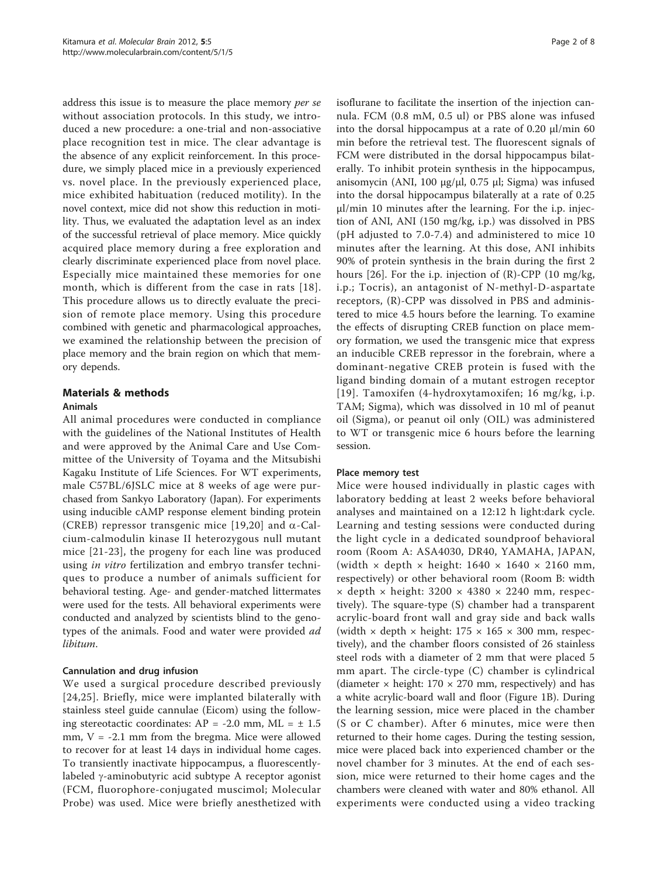address this issue is to measure the place memory *per se* without association protocols. In this study, we introduced a new procedure: a one-trial and non-associative place recognition test in mice. The clear advantage is the absence of any explicit reinforcement. In this procedure, we simply placed mice in a previously experienced vs. novel place. In the previously experienced place, mice exhibited habituation (reduced motility). In the novel context, mice did not show this reduction in motility. Thus, we evaluated the adaptation level as an index of the successful retrieval of place memory. Mice quickly acquired place memory during a free exploration and clearly discriminate experienced place from novel place. Especially mice maintained these memories for one month, which is different from the case in rats [18]. This procedure allows us to directly evaluate the precision of remote place memory. Using this procedure combined with genetic and pharmacological approaches, we examined the relationship between the precision of place memory and the brain region on which that memory depends.

## Materials & methods

### Animals

All animal procedures were conducted in compliance with the guidelines of the National Institutes of Health and were approved by the Animal Care and Use Committee of the University of Toyama and the Mitsubishi Kagaku Institute of Life Sciences. For WT experiments, male C57BL/6JSLC mice at 8 weeks of age were purchased from Sankyo Laboratory (Japan). For experiments using inducible cAMP response element binding protein (CREB) repressor transgenic mice [19,20] and α-Calcium-calmodulin kinase II heterozygous null mutant mice [21-23], the progeny for each line was produced using *in vitro* fertilization and embryo transfer techniques to produce a number of animals sufficient for behavioral testing. Age- and gender-matched littermates were used for the tests. All behavioral experiments were conducted and analyzed by scientists blind to the genotypes of the animals. Food and water were provided *ad libitum*.

### Cannulation and drug infusion

We used a surgical procedure described previously [24,25]. Briefly, mice were implanted bilaterally with stainless steel guide cannulae (Eicom) using the following stereotactic coordinates: AP = -2.0 mm, ML = ± 1.5 mm, V = -2.1 mm from the bregma. Mice were allowed to recover for at least 14 days in individual home cages. To transiently inactivate hippocampus, a fluorescently-labeled γ-aminobutyric acid subtype A receptor agonist (FCM, fluorophore-conjugated muscimol; Molecular Probe) was used. Mice were briefly anesthetized with isoflurane to facilitate the insertion of the injection cannula. FCM (0.8 mM, 0.5 ul) or PBS alone was infused into the dorsal hippocampus at a rate of 0.20 μl/min 60 min before the retrieval test. The fluorescent signals of FCM were distributed in the dorsal hippocampus bilaterally. To inhibit protein synthesis in the hippocampus, anisomycin (ANI, 100 μg/μl, 0.75 μl; Sigma) was infused into the dorsal hippocampus bilaterally at a rate of 0.25 μl/min 10 minutes after the learning. For the i.p. injection of ANI, ANI (150 mg/kg, i.p.) was dissolved in PBS (pH adjusted to 7.0-7.4) and administered to mice 10 minutes after the learning. At this dose, ANI inhibits 90% of protein synthesis in the brain during the first 2 hours [26]. For the i.p. injection of (R)-CPP (10 mg/kg, i.p.; Tocris), an antagonist of N-methyl-D-aspartate receptors, (R)-CPP was dissolved in PBS and administered to mice 4.5 hours before the learning. To examine the effects of disrupting CREB function on place memory formation, we used the transgenic mice that express an inducible CREB repressor in the forebrain, where a dominant-negative CREB protein is fused with the ligand binding domain of a mutant estrogen receptor [19]. Tamoxifen (4-hydroxytamoxifen; 16 mg/kg, i.p. TAM; Sigma), which was dissolved in 10 ml of peanut oil (Sigma), or peanut oil only (OIL) was administered to WT or transgenic mice 6 hours before the learning session.

### Place memory test

Mice were housed individually in plastic cages with laboratory bedding at least 2 weeks before behavioral analyses and maintained on a 12:12 h light:dark cycle. Learning and testing sessions were conducted during the light cycle in a dedicated soundproof behavioral room (Room A: ASA4030, DR40, YAMAHA, JAPAN, (width × depth × height: 1640 × 1640 × 2160 mm, respectively) or other behavioral room (Room B: width × depth × height: 3200 × 4380 × 2240 mm, respectively). The square-type (S) chamber had a transparent acrylic-board front wall and gray side and back walls (width × depth × height: 175 × 165 × 300 mm, respectively), and the chamber floors consisted of 26 stainless steel rods with a diameter of 2 mm that were placed 5 mm apart. The circle-type (C) chamber is cylindrical (diameter × height: 170 × 270 mm, respectively) and has a white acrylic-board wall and floor (Figure 1B). During the learning session, mice were placed in the chamber (S or C chamber). After 6 minutes, mice were then returned to their home cages. During the testing session, mice were placed back into experienced chamber or the novel chamber for 3 minutes. At the end of each session, mice were returned to their home cages and the chambers were cleaned with water and 80% ethanol. All experiments were conducted using a video tracking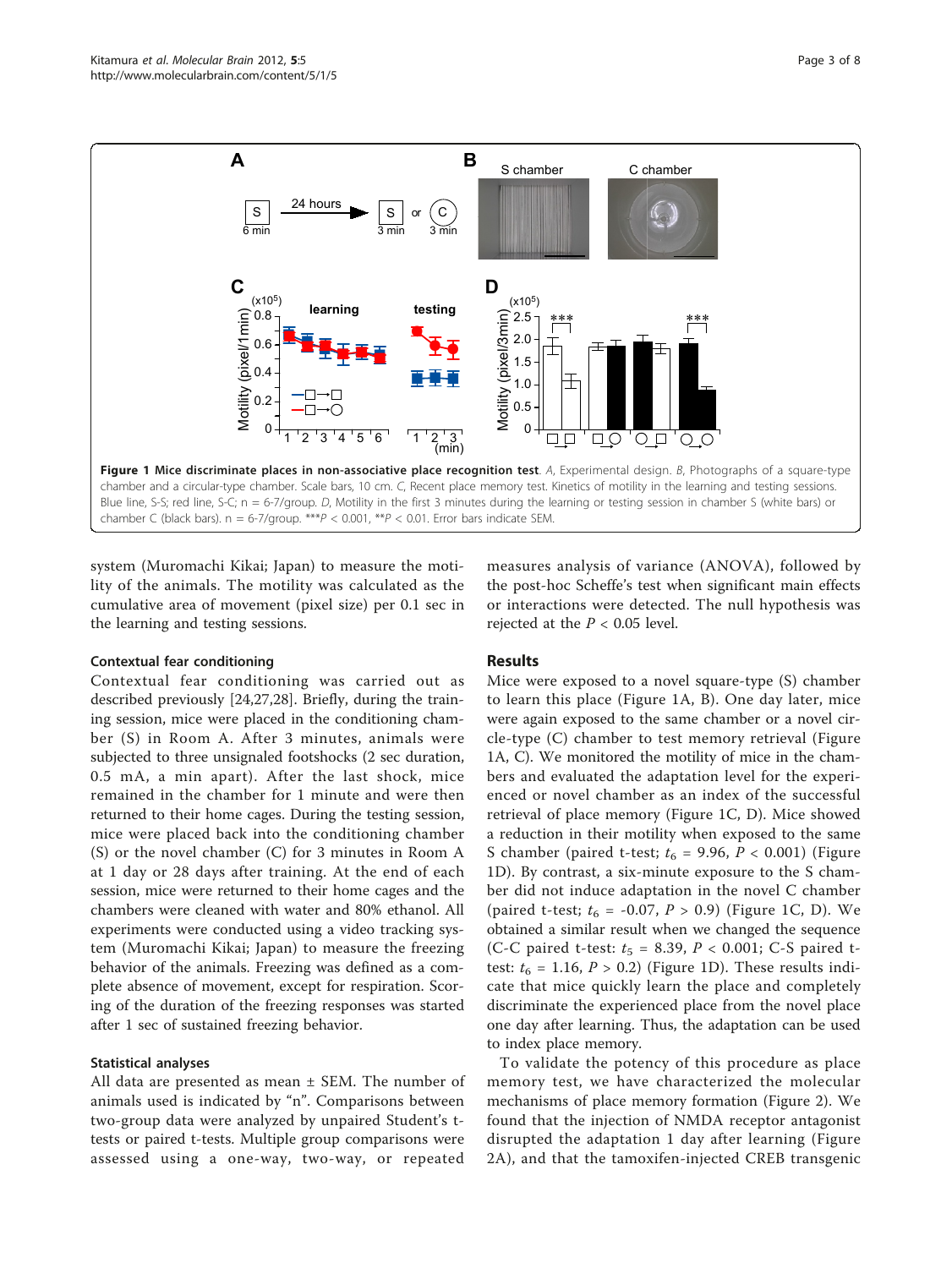**Figure 1 Mice discriminate places in non-associative place recognition test**. *A*, Experimental design. *B*, Photographs of a square-type chamber and a circular-type chamber. Scale bars, 10 cm. *C*, Recent place memory test. Kinetics of motility in the learning and testing sessions. Blue line, S-S; red line, S-C; n = 6-7/group. *D*, Motility in the first 3 minutes during the learning or testing session in chamber S (white bars) or chamber C (black bars). n = 6-7/group. ***$P < 0.001$, **$P < 0.01$. Error bars indicate SEM.

system (Muromachi Kikai; Japan) to measure the motility of the animals. The motility was calculated as the cumulative area of movement (pixel size) per 0.1 sec in the learning and testing sessions.

#### Contextual fear conditioning

Contextual fear conditioning was carried out as described previously [24,27,28]. Briefly, during the training session, mice were placed in the conditioning chamber (S) in Room A. After 3 minutes, animals were subjected to three unsignaled footshocks (2 sec duration, 0.5 mA, a min apart). After the last shock, mice remained in the chamber for 1 minute and were then returned to their home cages. During the testing session, mice were placed back into the conditioning chamber (S) or the novel chamber (C) for 3 minutes in Room A at 1 day or 28 days after training. At the end of each session, mice were returned to their home cages and the chambers were cleaned with water and 80% ethanol. All experiments were conducted using a video tracking system (Muromachi Kikai; Japan) to measure the freezing behavior of the animals. Freezing was defined as a complete absence of movement, except for respiration. Scoring of the duration of the freezing responses was started after 1 sec of sustained freezing behavior.

#### Statistical analyses

All data are presented as mean ± SEM. The number of animals used is indicated by "n". Comparisons between two-group data were analyzed by unpaired Student's t-tests or paired t-tests. Multiple group comparisons were assessed using a one-way, two-way, or repeated measures analysis of variance (ANOVA), followed by the post-hoc Scheffe's test when significant main effects or interactions were detected. The null hypothesis was rejected at the $P < 0.05$ level.

## Results

Mice were exposed to a novel square-type (S) chamber to learn this place (Figure 1A, B). One day later, mice were again exposed to the same chamber or a novel circle-type (C) chamber to test memory retrieval (Figure 1A, C). We monitored the motility of mice in the chambers and evaluated the adaptation level for the experienced or novel chamber as an index of the successful retrieval of place memory (Figure 1C, D). Mice showed a reduction in their motility when exposed to the same S chamber (paired t-test; $t_6 = 9.96$, $P < 0.001$) (Figure 1D). By contrast, a six-minute exposure to the S chamber did not induce adaptation in the novel C chamber (paired t-test; $t_6 = -0.07$, $P > 0.9$) (Figure 1C, D). We obtained a similar result when we changed the sequence (C-C paired t-test: $t_5 = 8.39$, $P < 0.001$; C-S paired t-test: $t_6 = 1.16$, $P > 0.2$) (Figure 1D). These results indicate that mice quickly learn the place and completely discriminate the experienced place from the novel place one day after learning. Thus, the adaptation can be used to index place memory.

To validate the potency of this procedure as place memory test, we have characterized the molecular mechanisms of place memory formation (Figure 2). We found that the injection of NMDA receptor antagonist disrupted the adaptation 1 day after learning (Figure 2A), and that the tamoxifen-injected CREB transgenic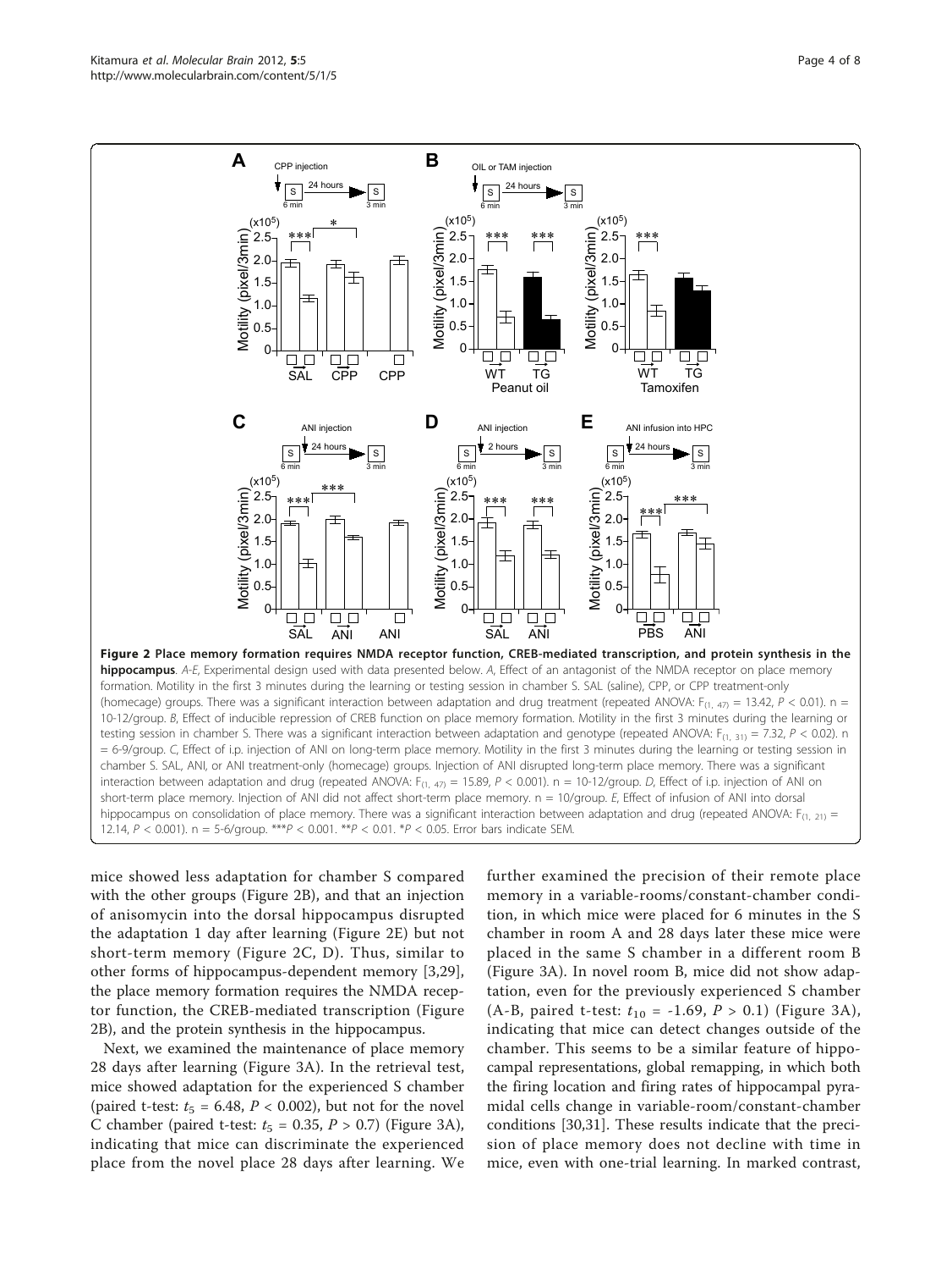**Figure 2 Place memory formation requires NMDA receptor function, CREB-mediated transcription, and protein synthesis in the hippocampus**. *A-E*, Experimental design used with data presented below. *A*, Effect of an antagonist of the NMDA receptor on place memory formation. Motility in the first 3 minutes during the learning or testing session in chamber S. SAL (saline), CPP, or CPP treatment-only (homecage) groups. There was a significant interaction between adaptation and drug treatment (repeated ANOVA: $F_{(1, 47)} = 13.42$, $P < 0.01$). n = 10-12/group. *B*, Effect of inducible repression of CREB function on place memory formation. Motility in the first 3 minutes during the learning or testing session in chamber S. There was a significant interaction between adaptation and genotype (repeated ANOVA: $F_{(1, 31)} = 7.32$, $P < 0.02$). n = 6-9/group. *C*, Effect of i.p. injection of ANI on long-term place memory. Motility in the first 3 minutes during the learning or testing session in chamber S. SAL, ANI, or ANI treatment-only (homecage) groups. Injection of ANI disrupted long-term place memory. There was a significant interaction between adaptation and drug (repeated ANOVA: $F_{(1, 47)} = 15.89$, $P < 0.001$). n = 10-12/group. *D*, Effect of i.p. injection of ANI on short-term place memory. Injection of ANI did not affect short-term place memory. n = 10/group. *E*, Effect of infusion of ANI into dorsal hippocampus on consolidation of place memory. There was a significant interaction between adaptation and drug (repeated ANOVA: $F_{(1, 21)} = 12.14$, $P < 0.001$). n = 5-6/group. ***$P < 0.001$. **$P < 0.01$. *$P < 0.05$. Error bars indicate SEM.

mice showed less adaptation for chamber S compared with the other groups (Figure 2B), and that an injection of anisomycin into the dorsal hippocampus disrupted the adaptation 1 day after learning (Figure 2E) but not short-term memory (Figure 2C, D). Thus, similar to other forms of hippocampus-dependent memory [3,29], the place memory formation requires the NMDA receptor function, the CREB-mediated transcription (Figure 2B), and the protein synthesis in the hippocampus.

Next, we examined the maintenance of place memory 28 days after learning (Figure 3A). In the retrieval test, mice showed adaptation for the experienced S chamber (paired t-test: $t_5 = 6.48$, $P < 0.002$), but not for the novel C chamber (paired t-test: $t_5 = 0.35$, $P > 0.7$) (Figure 3A), indicating that mice can discriminate the experienced place from the novel place 28 days after learning. We further examined the precision of their remote place memory in a variable-rooms/constant-chamber condition, in which mice were placed for 6 minutes in the S chamber in room A and 28 days later these mice were placed in the same S chamber in a different room B (Figure 3A). In novel room B, mice did not show adaptation, even for the previously experienced S chamber (A-B, paired t-test: $t_{10} = -1.69$, $P > 0.1$) (Figure 3A), indicating that mice can detect changes outside of the chamber. This seems to be a similar feature of hippocampal representations, global remapping, in which both the firing location and firing rates of hippocampal pyramidal cells change in variable-room/constant-chamber conditions [30,31]. These results indicate that the precision of place memory does not decline with time in mice, even with one-trial learning. In marked contrast,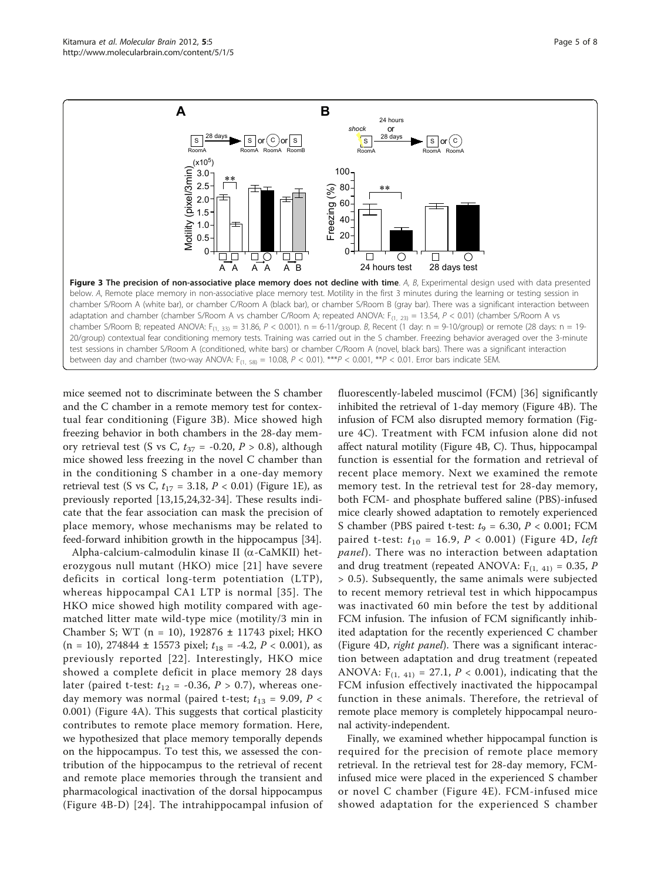**Figure 3 The precision of non-associative place memory does not decline with time**. *A*, *B*, Experimental design used with data presented below. *A*, Remote place memory in non-associative place memory test. Motility in the first 3 minutes during the learning or testing session in chamber S/Room A (white bar), or chamber C/Room A (black bar), or chamber S/Room B (gray bar). There was a significant interaction between adaptation and chamber (chamber S/Room A vs chamber C/Room A; repeated ANOVA: $F_{(1, 23)} = 13.54$, $P < 0.01$) (chamber S/Room A vs chamber S/Room B; repeated ANOVA: $F_{(1, 33)} = 31.86$, $P < 0.001$). n = 6-11/group. *B*, Recent (1 day: n = 9-10/group) or remote (28 days: n = 19-20/group) contextual fear conditioning memory tests. Training was carried out in the S chamber. Freezing behavior averaged over the 3-minute test sessions in chamber S/Room A (conditioned, white bars) or chamber C/Room A (novel, black bars). There was a significant interaction between day and chamber (two-way ANOVA: $F_{(1, 58)} = 10.08$, $P < 0.01$). ***$P < 0.001$, **$P < 0.01$. Error bars indicate SEM.

mice seemed not to discriminate between the S chamber and the C chamber in a remote memory test for contextual fear conditioning (Figure 3B). Mice showed high freezing behavior in both chambers in the 28-day memory retrieval test (S vs C, $t_{37} = -0.20$, $P > 0.8$), although mice showed less freezing in the novel C chamber than in the conditioning S chamber in a one-day memory retrieval test (S vs C, $t_{17} = 3.18$, $P < 0.01$) (Figure 1E), as previously reported [13,15,24,32-34]. These results indicate that the fear association can mask the precision of place memory, whose mechanisms may be related to feed-forward inhibition growth in the hippocampus [34].

Alpha-calcium-calmodulin kinase II (α-CaMKII) heterozygous null mutant (HKO) mice [21] have severe deficits in cortical long-term potentiation (LTP), whereas hippocampal CA1 LTP is normal [35]. The HKO mice showed high motility compared with age-matched litter mate wild-type mice (motility/3 min in Chamber S; WT (n = 10), 192876 ± 11743 pixel; HKO (n = 10), 274844 ± 15573 pixel; $t_{18} = -4.2$, $P < 0.001$), as previously reported [22]. Interestingly, HKO mice showed a complete deficit in place memory 28 days later (paired t-test: $t_{12} = -0.36$, $P > 0.7$), whereas one-day memory was normal (paired t-test; $t_{13} = 9.09$, $P < 0.001$) (Figure 4A). This suggests that cortical plasticity contributes to remote place memory formation. Here, we hypothesized that place memory temporally depends on the hippocampus. To test this, we assessed the contribution of the hippocampus to the retrieval of recent and remote place memories through the transient and pharmacological inactivation of the dorsal hippocampus (Figure 4B-D) [24]. The intrahippocampal infusion of fluorescently-labeled muscimol (FCM) [36] significantly inhibited the retrieval of 1-day memory (Figure 4B). The infusion of FCM also disrupted memory formation (Figure 4C). Treatment with FCM infusion alone did not affect natural motility (Figure 4B, C). Thus, hippocampal function is essential for the formation and retrieval of recent place memory. Next we examined the remote memory test. In the retrieval test for 28-day memory, both FCM- and phosphate buffered saline (PBS)-infused mice clearly showed adaptation to remotely experienced S chamber (PBS paired t-test: $t_9 = 6.30$, $P < 0.001$; FCM paired t-test: $t_{10} = 16.9$, $P < 0.001$) (Figure 4D, *left panel*). There was no interaction between adaptation and drug treatment (repeated ANOVA: $F_{(1, 41)} = 0.35$, $P > 0.5$). Subsequently, the same animals were subjected to recent memory retrieval test in which hippocampus was inactivated 60 min before the test by additional FCM infusion. The infusion of FCM significantly inhibited adaptation for the recently experienced C chamber (Figure 4D, *right panel*). There was a significant interaction between adaptation and drug treatment (repeated ANOVA: $F_{(1, 41)} = 27.1$, $P < 0.001$), indicating that the FCM infusion effectively inactivated the hippocampal function in these animals. Therefore, the retrieval of remote place memory is completely hippocampal neuronal activity-independent.

Finally, we examined whether hippocampal function is required for the precision of remote place memory retrieval. In the retrieval test for 28-day memory, FCM-infused mice were placed in the experienced S chamber or novel C chamber (Figure 4E). FCM-infused mice showed adaptation for the experienced S chamber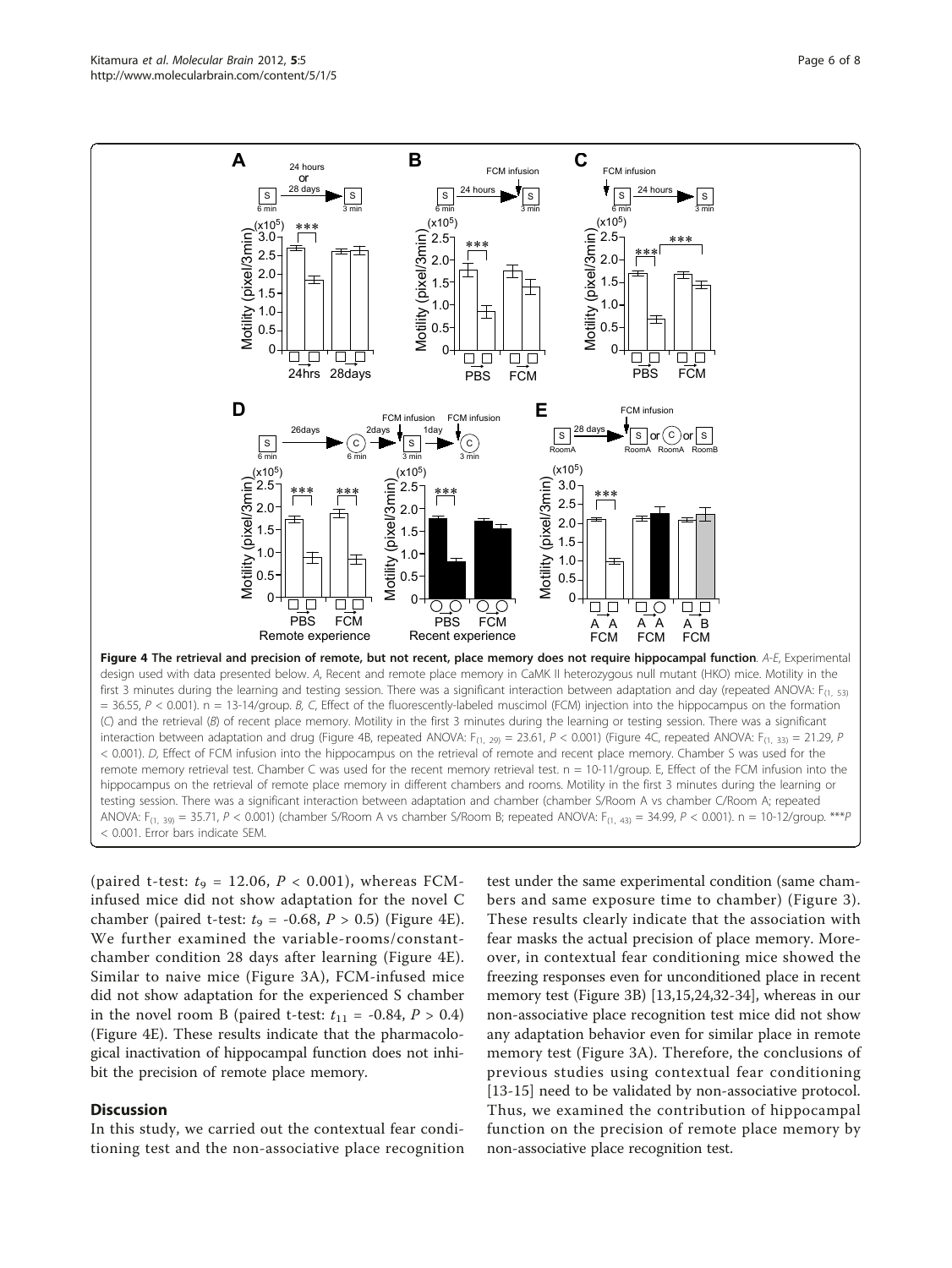**Figure 4 The retrieval and precision of remote, but not recent, place memory does not require hippocampal function**. *A-E*, Experimental design used with data presented below. *A*, Recent and remote place memory in CaMK II heterozygous null mutant (HKO) mice. Motility in the first 3 minutes during the learning and testing session. There was a significant interaction between adaptation and day (repeated ANOVA: $F_{(1, 53)} = 36.55$, $P < 0.001$). n = 13-14/group. *B*, *C*, Effect of the fluorescently-labeled muscimol (FCM) injection into the hippocampus on the formation (*C*) and the retrieval (*B*) of recent place memory. Motility in the first 3 minutes during the learning or testing session. There was a significant interaction between adaptation and drug (Figure 4B, repeated ANOVA: $F_{(1, 29)} = 23.61$, $P < 0.001$) (Figure 4C, repeated ANOVA: $F_{(1, 33)} = 21.29$, $P < 0.001$). *D*, Effect of FCM infusion into the hippocampus on the retrieval of remote and recent place memory. Chamber S was used for the remote memory retrieval test. Chamber C was used for the recent memory retrieval test. n = 10-11/group. E, Effect of the FCM infusion into the hippocampus on the retrieval of remote place memory in different chambers and rooms. Motility in the first 3 minutes during the learning or testing session. There was a significant interaction between adaptation and chamber (chamber S/Room A vs chamber C/Room A; repeated ANOVA: $F_{(1, 39)} = 35.71$, $P < 0.001$) (chamber S/Room A vs chamber S/Room B; repeated ANOVA: $F_{(1, 43)} = 34.99$, $P < 0.001$). n = 10-12/group. ***$P < 0.001$. Error bars indicate SEM.

(paired t-test: $t_9 = 12.06$, $P < 0.001$), whereas FCM-infused mice did not show adaptation for the novel C chamber (paired t-test: $t_9 = -0.68$, $P > 0.5$) (Figure 4E). We further examined the variable-rooms/constant-chamber condition 28 days after learning (Figure 4E). Similar to naive mice (Figure 3A), FCM-infused mice did not show adaptation for the experienced S chamber in the novel room B (paired t-test: $t_{11} = -0.84$, $P > 0.4$) (Figure 4E). These results indicate that the pharmacological inactivation of hippocampal function does not inhibit the precision of remote place memory.

## Discussion

In this study, we carried out the contextual fear conditioning test and the non-associative place recognition test under the same experimental condition (same chambers and same exposure time to chamber) (Figure 3). These results clearly indicate that the association with fear masks the actual precision of place memory. Moreover, in contextual fear conditioning mice showed the freezing responses even for unconditioned place in recent memory test (Figure 3B) [13,15,24,32-34], whereas in our non-associative place recognition test mice did not show any adaptation behavior even for similar place in remote memory test (Figure 3A). Therefore, the conclusions of previous studies using contextual fear conditioning [13-15] need to be validated by non-associative protocol. Thus, we examined the contribution of hippocampal function on the precision of remote place memory by non-associative place recognition test.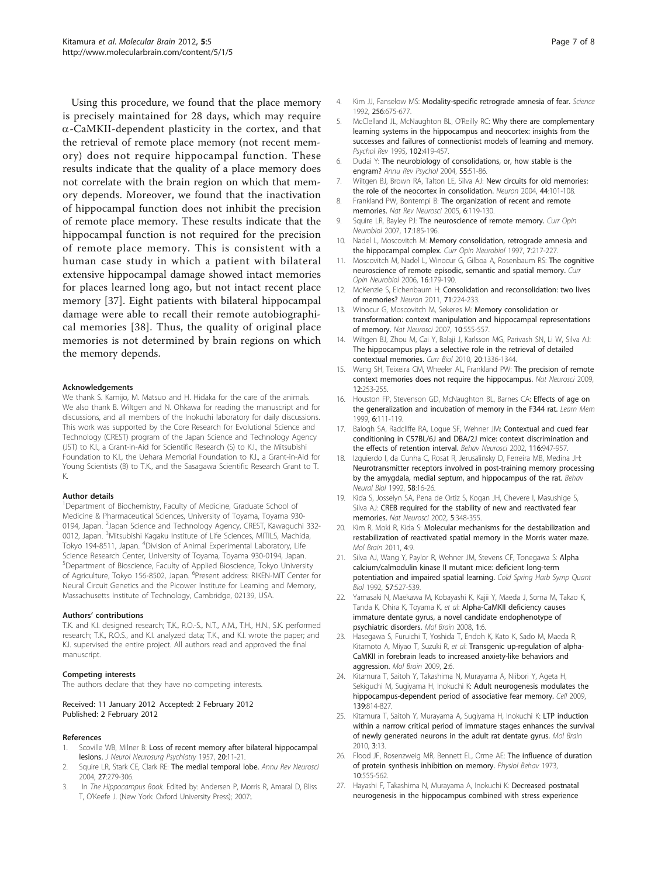Using this procedure, we found that the place memory is precisely maintained for 28 days, which may require α-CaMKII-dependent plasticity in the cortex, and that the retrieval of remote place memory (not recent memory) does not require hippocampal function. These results indicate that the quality of a place memory does not correlate with the brain region on which that memory depends. Moreover, we found that the inactivation of hippocampal function does not inhibit the precision of remote place memory. These results indicate that the hippocampal function is not required for the precision of remote place memory. This is consistent with a human case study in which a patient with bilateral extensive hippocampal damage showed intact memories for places learned long ago, but not intact recent place memory [37]. Eight patients with bilateral hippocampal damage were able to recall their remote autobiographical memories [38]. Thus, the quality of original place memories is not determined by brain regions on which the memory depends.

#### Acknowledgements

We thank S. Kamijo, M. Matsuo and H. Hidaka for the care of the animals. We also thank B. Wiltgen and N. Ohkawa for reading the manuscript and for discussions, and all members of the Inokuchi laboratory for daily discussions. This work was supported by the Core Research for Evolutional Science and Technology (CREST) program of the Japan Science and Technology Agency (JST) to K.I., a Grant-in-Aid for Scientific Research (S) to K.I., the Mitsubishi Foundation to K.I., the Uehara Memorial Foundation to K.I., a Grant-in-Aid for Young Scientists (B) to T.K., and the Sasagawa Scientific Research Grant to T. K.

#### Author details

[1]Department of Biochemistry, Faculty of Medicine, Graduate School of Medicine & Pharmaceutical Sciences, University of Toyama, Toyama 930-0194, Japan. [2]Japan Science and Technology Agency, CREST, Kawaguchi 332-0012, Japan. [3]Mitsubishi Kagaku Institute of Life Sciences, MITILS, Machida, Tokyo 194-8511, Japan. [4]Division of Animal Experimental Laboratory, Life Science Research Center, University of Toyama, Toyama 930-0194, Japan. [5]Department of Bioscience, Faculty of Applied Bioscience, Tokyo University of Agriculture, Tokyo 156-8502, Japan. [6]Present address: RIKEN-MIT Center for Neural Circuit Genetics and the Picower Institute for Learning and Memory, Massachusetts Institute of Technology, Cambridge, 02139, USA.

#### Authors' contributions

T.K. and K.I. designed research; T.K., R.O.-S., N.T., A.M., T.H., H.N., S.K. performed research; T.K., R.O.S., and K.I. analyzed data; T.K., and K.I. wrote the paper; and K.I. supervised the entire project. All authors read and approved the final manuscript.

#### Competing interests

The authors declare that they have no competing interests.

Received: 11 January 2012 Accepted: 2 February 2012
Published: 2 February 2012

#### References

1. Scoville WB, Milner B: Loss of recent memory after bilateral hippocampal lesions. *J Neurol Neurosurg Psychiatry* 1957, **20**:11-21.
2. Squire LR, Stark CE, Clark RE: The medial temporal lobe. *Annu Rev Neurosci* 2004, **27**:279-306.
3. In *The Hippocampus Book.* Edited by: Andersen P, Morris R, Amaral D, Bliss T, O'Keefe J. (New York: Oxford University Press); 2007:.
4. Kim JJ, Fanselow MS: Modality-specific retrograde amnesia of fear. *Science* 1992, **256**:675-677.
5. McClelland JL, McNaughton BL, O'Reilly RC: Why there are complementary learning systems in the hippocampus and neocortex: insights from the successes and failures of connectionist models of learning and memory. *Psychol Rev* 1995, **102**:419-457.
6. Dudai Y: The neurobiology of consolidations, or, how stable is the engram? *Annu Rev Psychol* 2004, **55**:51-86.
7. Wiltgen BJ, Brown RA, Talton LE, Silva AJ: New circuits for old memories: the role of the neocortex in consolidation. *Neuron* 2004, **44**:101-108.
8. Frankland PW, Bontempi B: The organization of recent and remote memories. *Nat Rev Neurosci* 2005, **6**:119-130.
9. Squire LR, Bayley PJ: The neuroscience of remote memory. *Curr Opin Neurobiol* 2007, **17**:185-196.
10. Nadel L, Moscovitch M: Memory consolidation, retrograde amnesia and the hippocampal complex. *Curr Opin Neurobiol* 1997, **7**:217-227.
11. Moscovitch M, Nadel L, Winocur G, Gilboa A, Rosenbaum RS: The cognitive neuroscience of remote episodic, semantic and spatial memory. *Curr Opin Neurobiol* 2006, **16**:179-190.
12. McKenzie S, Eichenbaum H: Consolidation and reconsolidation: two lives of memories? *Neuron* 2011, **71**:224-233.
13. Winocur G, Moscovitch M, Sekeres M: Memory consolidation or transformation: context manipulation and hippocampal representations of memory. *Nat Neurosci* 2007, **10**:555-557.
14. Wiltgen BJ, Zhou M, Cai Y, Balaji J, Karlsson MG, Parivash SN, Li W, Silva AJ: The hippocampus plays a selective role in the retrieval of detailed contextual memories. *Curr Biol* 2010, **20**:1336-1344.
15. Wang SH, Teixeira CM, Wheeler AL, Frankland PW: The precision of remote context memories does not require the hippocampus. *Nat Neurosci* 2009, **12**:253-255.
16. Houston FP, Stevenson GD, McNaughton BL, Barnes CA: Effects of age on the generalization and incubation of memory in the F344 rat. *Learn Mem* 1999, **6**:111-119.
17. Balogh SA, Radcliffe RA, Logue SF, Wehner JM: Contextual and cued fear conditioning in C57BL/6J and DBA/2J mice: context discrimination and the effects of retention interval. *Behav Neurosci* 2002, **116**:947-957.
18. Izquierdo I, da Cunha C, Rosat R, Jerusalinsky D, Ferreira MB, Medina JH: Neurotransmitter receptors involved in post-training memory processing by the amygdala, medial septum, and hippocampus of the rat. *Behav Neural Biol* 1992, **58**:16-26.
19. Kida S, Josselyn SA, Pena de Ortiz S, Kogan JH, Chevere I, Masushige S, Silva AJ: CREB required for the stability of new and reactivated fear memories. *Nat Neurosci* 2002, **5**:348-355.
20. Kim R, Moki R, Kida S: Molecular mechanisms for the destabilization and restabilization of reactivated spatial memory in the Morris water maze. *Mol Brain* 2011, **4**:9.
21. Silva AJ, Wang Y, Paylor R, Wehner JM, Stevens CF, Tonegawa S: Alpha calcium/calmodulin kinase II mutant mice: deficient long-term potentiation and impaired spatial learning. *Cold Spring Harb Symp Quant Biol* 1992, **57**:527-539.
22. Yamasaki N, Maekawa M, Kobayashi K, Kajii Y, Maeda J, Soma M, Takao K, Tanda K, Ohira K, Toyama K, *et al*: Alpha-CaMKII deficiency causes immature dentate gyrus, a novel candidate endophenotype of psychiatric disorders. *Mol Brain* 2008, **1**:6.
23. Hasegawa S, Furuichi T, Yoshida T, Endoh K, Kato K, Sado M, Maeda R, Kitamoto A, Miyao T, Suzuki R, *et al*: Transgenic up-regulation of alpha-CaMKII in forebrain leads to increased anxiety-like behaviors and aggression. *Mol Brain* 2009, **2**:6.
24. Kitamura T, Saitoh Y, Takashima N, Murayama A, Niibori Y, Ageta H, Sekiguchi M, Sugiyama H, Inokuchi K: Adult neurogenesis modulates the hippocampus-dependent period of associative fear memory. *Cell* 2009, **139**:814-827.
25. Kitamura T, Saitoh Y, Murayama A, Sugiyama H, Inokuchi K: LTP induction within a narrow critical period of immature stages enhances the survival of newly generated neurons in the adult rat dentate gyrus. *Mol Brain* 2010, **3**:13.
26. Flood JF, Rosenzweig MR, Bennett EL, Orme AE: The influence of duration of protein synthesis inhibition on memory. *Physiol Behav* 1973, **10**:555-562.
27. Hayashi F, Takashima N, Murayama A, Inokuchi K: Decreased postnatal neurogenesis in the hippocampus combined with stress experience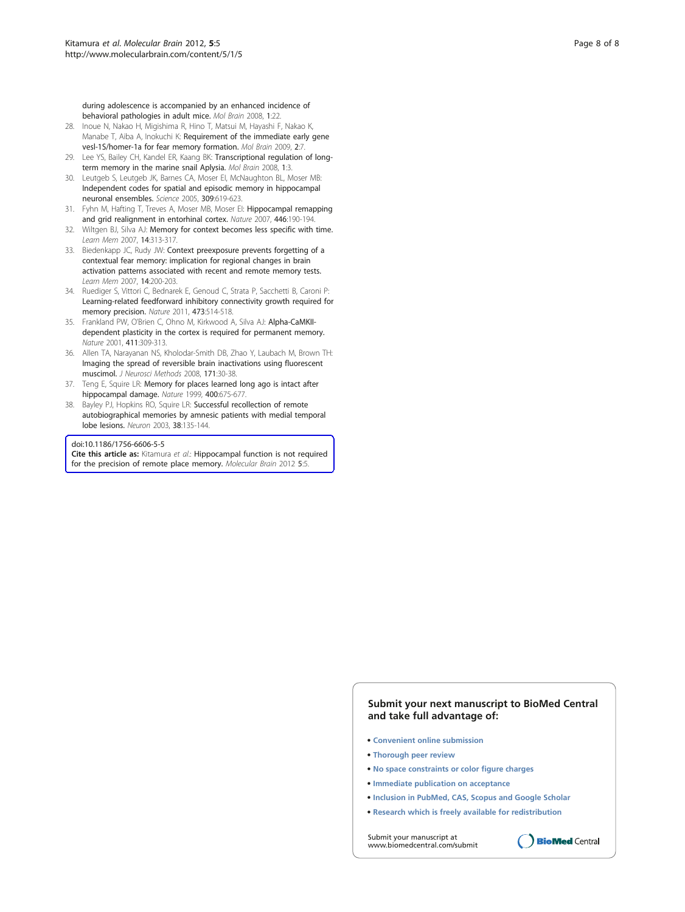during adolescence is accompanied by an enhanced incidence of behavioral pathologies in adult mice. *Mol Brain* 2008, **1**:22.

28. Inoue N, Nakao H, Migishima R, Hino T, Matsui M, Hayashi F, Nakao K, Manabe T, Aiba A, Inokuchi K: **Requirement of the immediate early gene vesl-1S/homer-1a for fear memory formation.** *Mol Brain* 2009, **2**:7.
29. Lee YS, Bailey CH, Kandel ER, Kaang BK: **Transcriptional regulation of long-term memory in the marine snail Aplysia.** *Mol Brain* 2008, **1**:3.
30. Leutgeb S, Leutgeb JK, Barnes CA, Moser EI, McNaughton BL, Moser MB: **Independent codes for spatial and episodic memory in hippocampal neuronal ensembles.** *Science* 2005, **309**:619-623.
31. Fyhn M, Hafting T, Treves A, Moser MB, Moser EI: **Hippocampal remapping and grid realignment in entorhinal cortex.** *Nature* 2007, **446**:190-194.
32. Wiltgen BJ, Silva AJ: **Memory for context becomes less specific with time.** *Learn Mem* 2007, **14**:313-317.
33. Biedenkapp JC, Rudy JW: **Context preexposure prevents forgetting of a contextual fear memory: implication for regional changes in brain activation patterns associated with recent and remote memory tests.** *Learn Mem* 2007, **14**:200-203.
34. Ruediger S, Vittori C, Bednarek E, Genoud C, Strata P, Sacchetti B, Caroni P: **Learning-related feedforward inhibitory connectivity growth required for memory precision.** *Nature* 2011, **473**:514-518.
35. Frankland PW, O'Brien C, Ohno M, Kirkwood A, Silva AJ: **Alpha-CaMKII-dependent plasticity in the cortex is required for permanent memory.** *Nature* 2001, **411**:309-313.
36. Allen TA, Narayanan NS, Kholodar-Smith DB, Zhao Y, Laubach M, Brown TH: **Imaging the spread of reversible brain inactivations using fluorescent muscimol.** *J Neurosci Methods* 2008, **171**:30-38.
37. Teng E, Squire LR: **Memory for places learned long ago is intact after hippocampal damage.** *Nature* 1999, **400**:675-677.
38. Bayley PJ, Hopkins RO, Squire LR: **Successful recollection of remote autobiographical memories by amnesic patients with medial temporal lobe lesions.** *Neuron* 2003, **38**:135-144.

doi:10.1186/1756-6606-5-5
**Cite this article as:** Kitamura *et al.*: Hippocampal function is not required for the precision of remote place memory. *Molecular Brain* 2012 **5**:5.

**Submit your next manuscript to BioMed Central and take full advantage of:**

- **Convenient online submission**
- **Thorough peer review**
- **No space constraints or color figure charges**
- **Immediate publication on acceptance**
- **Inclusion in PubMed, CAS, Scopus and Google Scholar**
- **Research which is freely available for redistribution**

Submit your manuscript at
www.biomedcentral.com/submit

BioMed Central